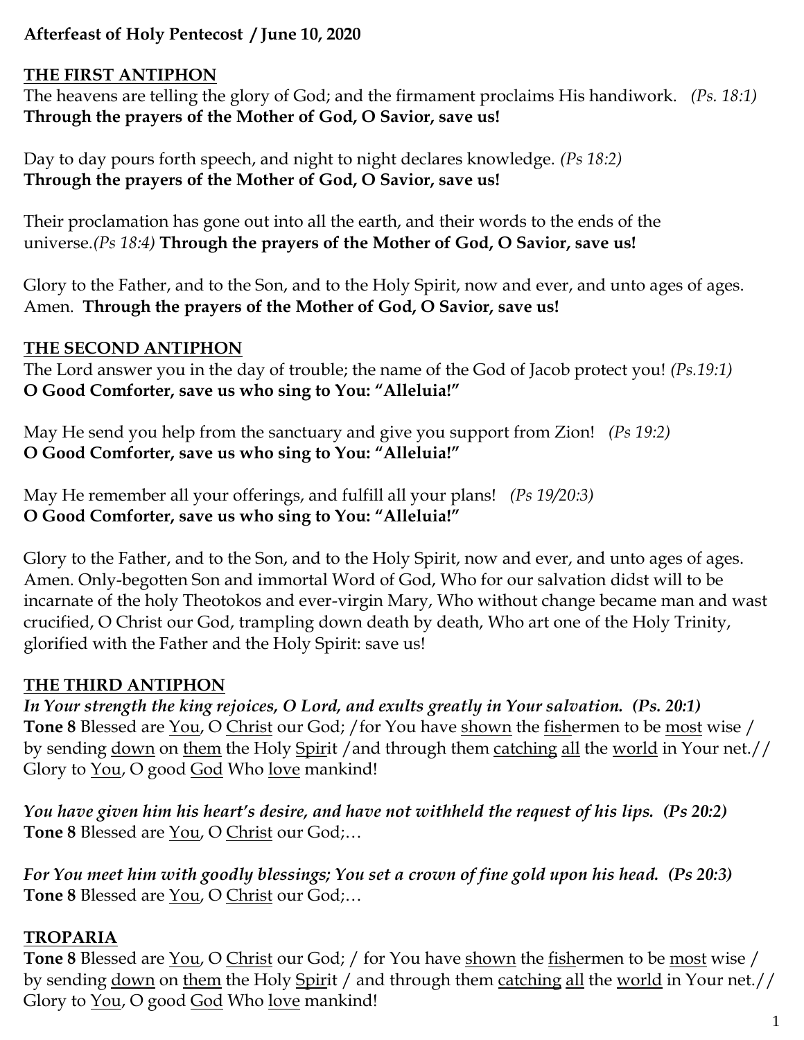**Afterfeast of Holy Pentecost / June 10, 2020**

**THE FIRST ANTIPHON**

The heavens are telling the glory of God; and the firmament proclaims His handiwork. *(Ps. 18:1)*
**Through the prayers of the Mother of God, O Savior, save us!**

Day to day pours forth speech, and night to night declares knowledge. *(Ps 18:2)*
**Through the prayers of the Mother of God, O Savior, save us!**

Their proclamation has gone out into all the earth, and their words to the ends of the universe.*(Ps 18:4)* **Through the prayers of the Mother of God, O Savior, save us!**

Glory to the Father, and to the Son, and to the Holy Spirit, now and ever, and unto ages of ages. Amen. **Through the prayers of the Mother of God, O Savior, save us!**

**THE SECOND ANTIPHON**

The Lord answer you in the day of trouble; the name of the God of Jacob protect you! *(Ps.19:1)*
**O Good Comforter, save us who sing to You: "Alleluia!"**

May He send you help from the sanctuary and give you support from Zion! *(Ps 19:2)*
**O Good Comforter, save us who sing to You: "Alleluia!"**

May He remember all your offerings, and fulfill all your plans! *(Ps 19/20:3)*
**O Good Comforter, save us who sing to You: "Alleluia!"**

Glory to the Father, and to the Son, and to the Holy Spirit, now and ever, and unto ages of ages. Amen. Only-begotten Son and immortal Word of God, Who for our salvation didst will to be incarnate of the holy Theotokos and ever-virgin Mary, Who without change became man and wast crucified, O Christ our God, trampling down death by death, Who art one of the Holy Trinity, glorified with the Father and the Holy Spirit: save us!

**THE THIRD ANTIPHON**

***In Your strength the king rejoices, O Lord, and exults greatly in Your salvation. (Ps. 20:1)***
**Tone 8** Blessed are You, O Christ our God; /for You have shown the fishermen to be most wise / by sending down on them the Holy Spirit /and through them catching all the world in Your net.// Glory to You, O good God Who love mankind!

***You have given him his heart's desire, and have not withheld the request of his lips. (Ps 20:2)***
**Tone 8** Blessed are You, O Christ our God;…

***For You meet him with goodly blessings; You set a crown of fine gold upon his head. (Ps 20:3)***
**Tone 8** Blessed are You, O Christ our God;…

**TROPARIA**

**Tone 8** Blessed are You, O Christ our God; / for You have shown the fishermen to be most wise / by sending down on them the Holy Spirit / and through them catching all the world in Your net.// Glory to You, O good God Who love mankind!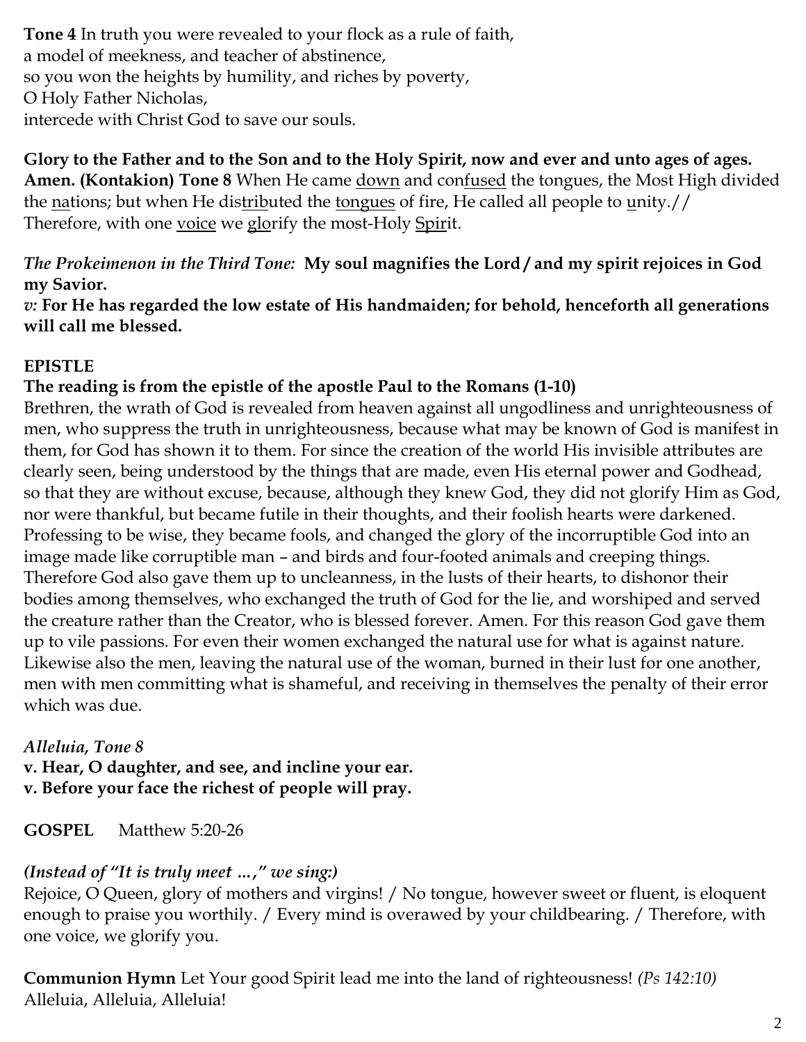**Tone 4** In truth you were revealed to your flock as a rule of faith,
a model of meekness, and teacher of abstinence,
so you won the heights by humility, and riches by poverty,
O Holy Father Nicholas,
intercede with Christ God to save our souls.

**Glory to the Father and to the Son and to the Holy Spirit, now and ever and unto ages of ages. Amen. (Kontakion) Tone 8** When He came down and confused the tongues, the Most High divided the nations; but when He distributed the tongues of fire, He called all people to unity.// Therefore, with one voice we glorify the most-Holy Spirit.

*The Prokeimenon in the Third Tone:* **My soul magnifies the Lord / and my spirit rejoices in God my Savior.**
*v:* **For He has regarded the low estate of His handmaiden; for behold, henceforth all generations will call me blessed.**

**EPISTLE**

**The reading is from the epistle of the apostle Paul to the Romans (1-10)**

Brethren, the wrath of God is revealed from heaven against all ungodliness and unrighteousness of men, who suppress the truth in unrighteousness, because what may be known of God is manifest in them, for God has shown it to them. For since the creation of the world His invisible attributes are clearly seen, being understood by the things that are made, even His eternal power and Godhead, so that they are without excuse, because, although they knew God, they did not glorify Him as God, nor were thankful, but became futile in their thoughts, and their foolish hearts were darkened. Professing to be wise, they became fools, and changed the glory of the incorruptible God into an image made like corruptible man – and birds and four-footed animals and creeping things. Therefore God also gave them up to uncleanness, in the lusts of their hearts, to dishonor their bodies among themselves, who exchanged the truth of God for the lie, and worshiped and served the creature rather than the Creator, who is blessed forever. Amen. For this reason God gave them up to vile passions. For even their women exchanged the natural use for what is against nature. Likewise also the men, leaving the natural use of the woman, burned in their lust for one another, men with men committing what is shameful, and receiving in themselves the penalty of their error which was due.

***Alleluia, Tone 8***
**v. Hear, O daughter, and see, and incline your ear.**
**v. Before your face the richest of people will pray.**

**GOSPEL** Matthew 5:20-26

***(Instead of "It is truly meet …," we sing:)***
Rejoice, O Queen, glory of mothers and virgins! / No tongue, however sweet or fluent, is eloquent enough to praise you worthily. / Every mind is overawed by your childbearing. / Therefore, with one voice, we glorify you.

**Communion Hymn** Let Your good Spirit lead me into the land of righteousness! *(Ps 142:10)*
Alleluia, Alleluia, Alleluia!